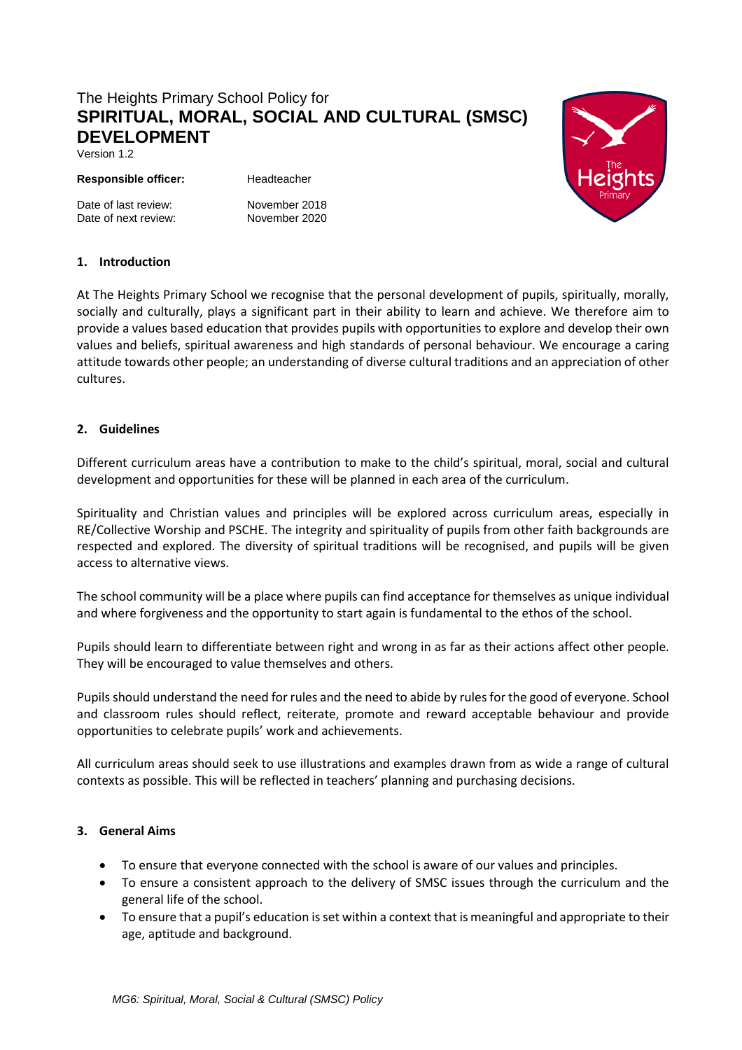The Heights Primary School Policy for

# SPIRITUAL, MORAL, SOCIAL AND CULTURAL (SMSC) DEVELOPMENT

Version 1.2

**Responsible officer:** Headteacher

Date of last review: November 2018
Date of next review: November 2020

## 1. Introduction

At The Heights Primary School we recognise that the personal development of pupils, spiritually, morally, socially and culturally, plays a significant part in their ability to learn and achieve. We therefore aim to provide a values based education that provides pupils with opportunities to explore and develop their own values and beliefs, spiritual awareness and high standards of personal behaviour. We encourage a caring attitude towards other people; an understanding of diverse cultural traditions and an appreciation of other cultures.

## 2. Guidelines

Different curriculum areas have a contribution to make to the child's spiritual, moral, social and cultural development and opportunities for these will be planned in each area of the curriculum.

Spirituality and Christian values and principles will be explored across curriculum areas, especially in RE/Collective Worship and PSCHE. The integrity and spirituality of pupils from other faith backgrounds are respected and explored. The diversity of spiritual traditions will be recognised, and pupils will be given access to alternative views.

The school community will be a place where pupils can find acceptance for themselves as unique individual and where forgiveness and the opportunity to start again is fundamental to the ethos of the school.

Pupils should learn to differentiate between right and wrong in as far as their actions affect other people. They will be encouraged to value themselves and others.

Pupils should understand the need for rules and the need to abide by rules for the good of everyone. School and classroom rules should reflect, reiterate, promote and reward acceptable behaviour and provide opportunities to celebrate pupils' work and achievements.

All curriculum areas should seek to use illustrations and examples drawn from as wide a range of cultural contexts as possible. This will be reflected in teachers' planning and purchasing decisions.

## 3. General Aims

- To ensure that everyone connected with the school is aware of our values and principles.
- To ensure a consistent approach to the delivery of SMSC issues through the curriculum and the general life of the school.
- To ensure that a pupil's education is set within a context that is meaningful and appropriate to their age, aptitude and background.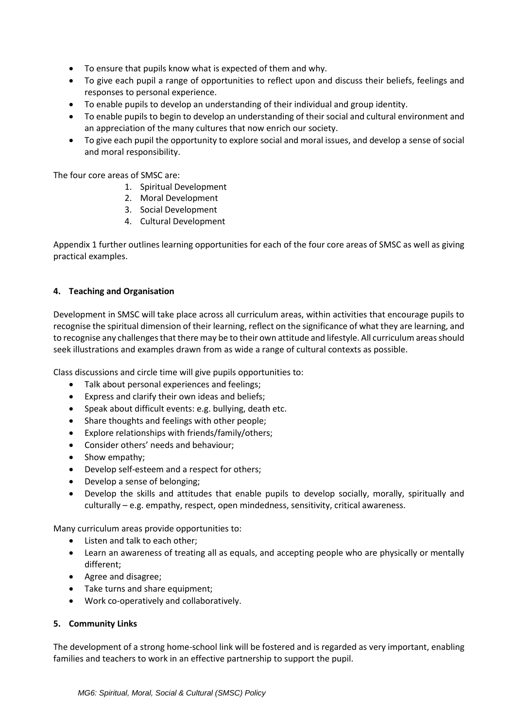- To ensure that pupils know what is expected of them and why.
- To give each pupil a range of opportunities to reflect upon and discuss their beliefs, feelings and responses to personal experience.
- To enable pupils to develop an understanding of their individual and group identity.
- To enable pupils to begin to develop an understanding of their social and cultural environment and an appreciation of the many cultures that now enrich our society.
- To give each pupil the opportunity to explore social and moral issues, and develop a sense of social and moral responsibility.

The four core areas of SMSC are:

1. Spiritual Development
2. Moral Development
3. Social Development
4. Cultural Development

Appendix 1 further outlines learning opportunities for each of the four core areas of SMSC as well as giving practical examples.

## 4. Teaching and Organisation

Development in SMSC will take place across all curriculum areas, within activities that encourage pupils to recognise the spiritual dimension of their learning, reflect on the significance of what they are learning, and to recognise any challenges that there may be to their own attitude and lifestyle. All curriculum areas should seek illustrations and examples drawn from as wide a range of cultural contexts as possible.

Class discussions and circle time will give pupils opportunities to:

- Talk about personal experiences and feelings;
- Express and clarify their own ideas and beliefs;
- Speak about difficult events: e.g. bullying, death etc.
- Share thoughts and feelings with other people;
- Explore relationships with friends/family/others;
- Consider others' needs and behaviour;
- Show empathy;
- Develop self-esteem and a respect for others;
- Develop a sense of belonging;
- Develop the skills and attitudes that enable pupils to develop socially, morally, spiritually and culturally – e.g. empathy, respect, open mindedness, sensitivity, critical awareness.

Many curriculum areas provide opportunities to:

- Listen and talk to each other;
- Learn an awareness of treating all as equals, and accepting people who are physically or mentally different;
- Agree and disagree;
- Take turns and share equipment;
- Work co-operatively and collaboratively.

## 5. Community Links

The development of a strong home-school link will be fostered and is regarded as very important, enabling families and teachers to work in an effective partnership to support the pupil.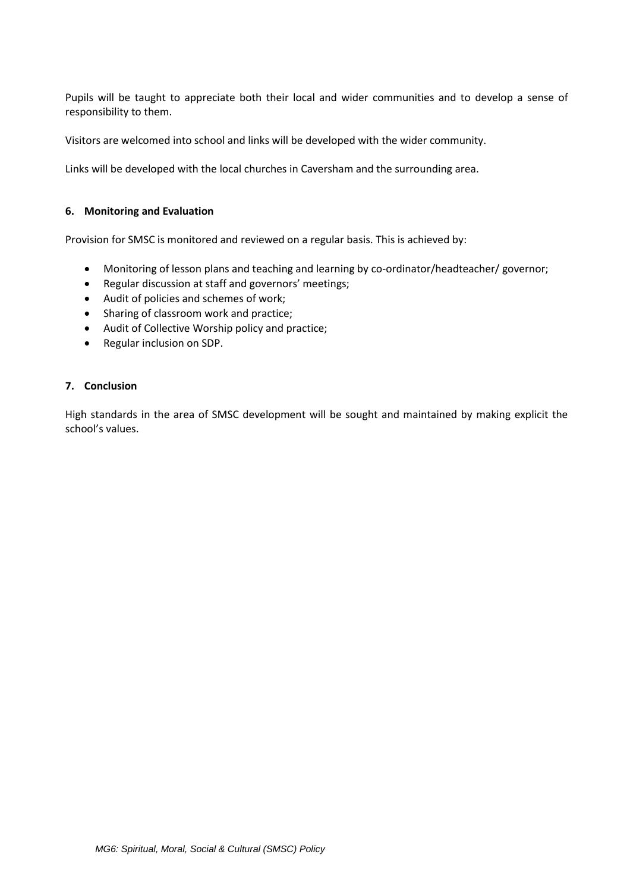Pupils will be taught to appreciate both their local and wider communities and to develop a sense of responsibility to them.

Visitors are welcomed into school and links will be developed with the wider community.

Links will be developed with the local churches in Caversham and the surrounding area.

#### 6. Monitoring and Evaluation

Provision for SMSC is monitored and reviewed on a regular basis. This is achieved by:

- Monitoring of lesson plans and teaching and learning by co-ordinator/headteacher/ governor;
- Regular discussion at staff and governors' meetings;
- Audit of policies and schemes of work;
- Sharing of classroom work and practice;
- Audit of Collective Worship policy and practice;
- Regular inclusion on SDP.

#### 7. Conclusion

High standards in the area of SMSC development will be sought and maintained by making explicit the school's values.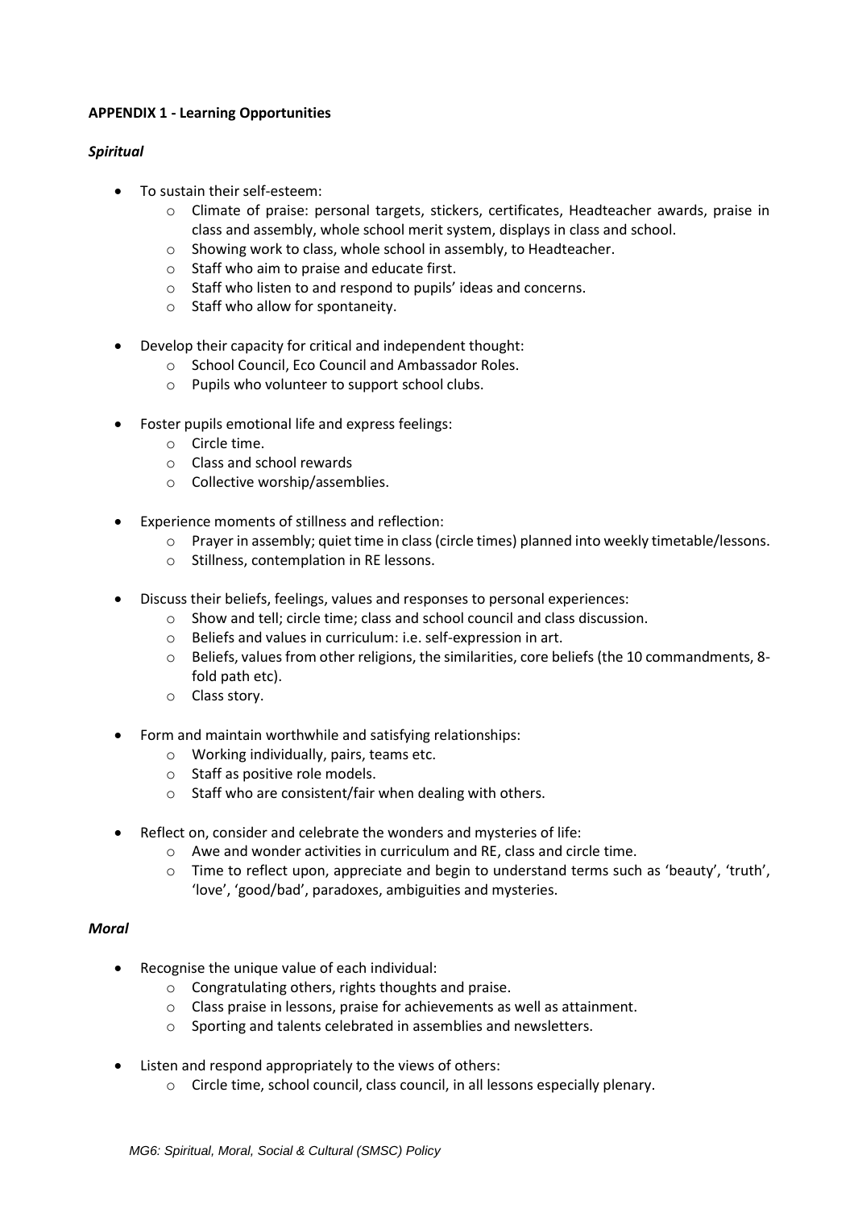**APPENDIX 1 - Learning Opportunities**

***Spiritual***

- To sustain their self-esteem:
    - Climate of praise: personal targets, stickers, certificates, Headteacher awards, praise in class and assembly, whole school merit system, displays in class and school.
    - Showing work to class, whole school in assembly, to Headteacher.
    - Staff who aim to praise and educate first.
    - Staff who listen to and respond to pupils' ideas and concerns.
    - Staff who allow for spontaneity.

- Develop their capacity for critical and independent thought:
    - School Council, Eco Council and Ambassador Roles.
    - Pupils who volunteer to support school clubs.

- Foster pupils emotional life and express feelings:
    - Circle time.
    - Class and school rewards
    - Collective worship/assemblies.

- Experience moments of stillness and reflection:
    - Prayer in assembly; quiet time in class (circle times) planned into weekly timetable/lessons.
    - Stillness, contemplation in RE lessons.

- Discuss their beliefs, feelings, values and responses to personal experiences:
    - Show and tell; circle time; class and school council and class discussion.
    - Beliefs and values in curriculum: i.e. self-expression in art.
    - Beliefs, values from other religions, the similarities, core beliefs (the 10 commandments, 8-fold path etc).
    - Class story.

- Form and maintain worthwhile and satisfying relationships:
    - Working individually, pairs, teams etc.
    - Staff as positive role models.
    - Staff who are consistent/fair when dealing with others.

- Reflect on, consider and celebrate the wonders and mysteries of life:
    - Awe and wonder activities in curriculum and RE, class and circle time.
    - Time to reflect upon, appreciate and begin to understand terms such as 'beauty', 'truth', 'love', 'good/bad', paradoxes, ambiguities and mysteries.

***Moral***

- Recognise the unique value of each individual:
    - Congratulating others, rights thoughts and praise.
    - Class praise in lessons, praise for achievements as well as attainment.
    - Sporting and talents celebrated in assemblies and newsletters.

- Listen and respond appropriately to the views of others:
    - Circle time, school council, class council, in all lessons especially plenary.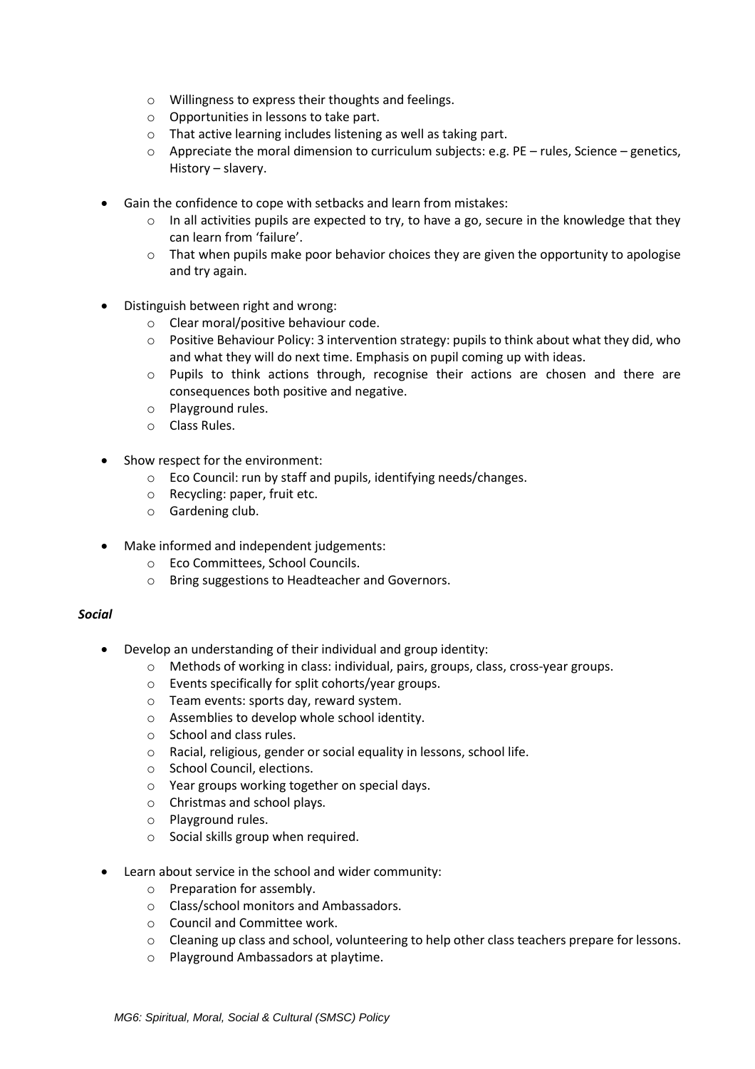- Willingness to express their thoughts and feelings.
  - Opportunities in lessons to take part.
  - That active learning includes listening as well as taking part.
  - Appreciate the moral dimension to curriculum subjects: e.g. PE – rules, Science – genetics, History – slavery.

- Gain the confidence to cope with setbacks and learn from mistakes:
  - In all activities pupils are expected to try, to have a go, secure in the knowledge that they can learn from 'failure'.
  - That when pupils make poor behavior choices they are given the opportunity to apologise and try again.

- Distinguish between right and wrong:
  - Clear moral/positive behaviour code.
  - Positive Behaviour Policy: 3 intervention strategy: pupils to think about what they did, who and what they will do next time. Emphasis on pupil coming up with ideas.
  - Pupils to think actions through, recognise their actions are chosen and there are consequences both positive and negative.
  - Playground rules.
  - Class Rules.

- Show respect for the environment:
  - Eco Council: run by staff and pupils, identifying needs/changes.
  - Recycling: paper, fruit etc.
  - Gardening club.

- Make informed and independent judgements:
  - Eco Committees, School Councils.
  - Bring suggestions to Headteacher and Governors.

***Social***

- Develop an understanding of their individual and group identity:
  - Methods of working in class: individual, pairs, groups, class, cross-year groups.
  - Events specifically for split cohorts/year groups.
  - Team events: sports day, reward system.
  - Assemblies to develop whole school identity.
  - School and class rules.
  - Racial, religious, gender or social equality in lessons, school life.
  - School Council, elections.
  - Year groups working together on special days.
  - Christmas and school plays.
  - Playground rules.
  - Social skills group when required.

- Learn about service in the school and wider community:
  - Preparation for assembly.
  - Class/school monitors and Ambassadors.
  - Council and Committee work.
  - Cleaning up class and school, volunteering to help other class teachers prepare for lessons.
  - Playground Ambassadors at playtime.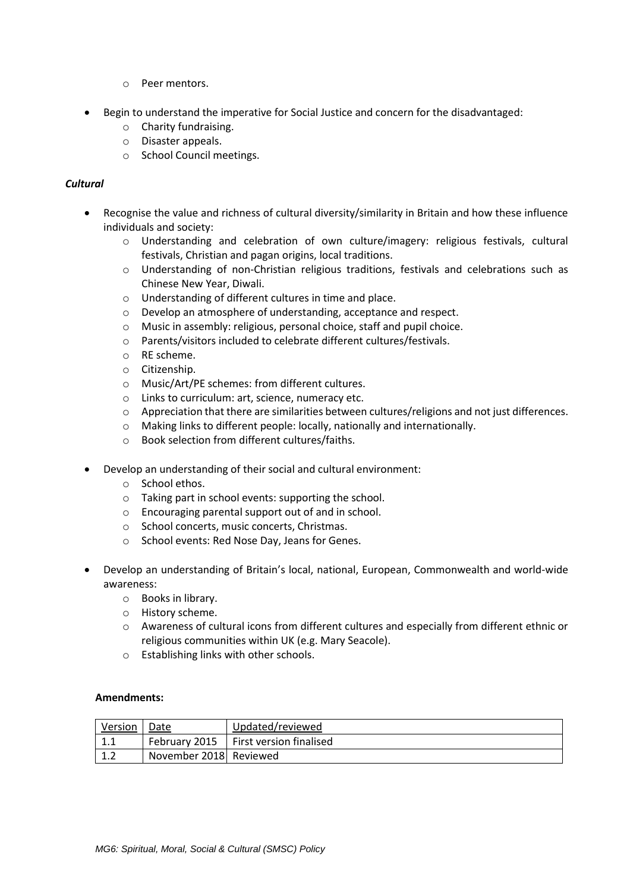- Peer mentors.

- Begin to understand the imperative for Social Justice and concern for the disadvantaged:
    - Charity fundraising.
    - Disaster appeals.
    - School Council meetings.

***Cultural***

- Recognise the value and richness of cultural diversity/similarity in Britain and how these influence individuals and society:
    - Understanding and celebration of own culture/imagery: religious festivals, cultural festivals, Christian and pagan origins, local traditions.
    - Understanding of non-Christian religious traditions, festivals and celebrations such as Chinese New Year, Diwali.
    - Understanding of different cultures in time and place.
    - Develop an atmosphere of understanding, acceptance and respect.
    - Music in assembly: religious, personal choice, staff and pupil choice.
    - Parents/visitors included to celebrate different cultures/festivals.
    - RE scheme.
    - Citizenship.
    - Music/Art/PE schemes: from different cultures.
    - Links to curriculum: art, science, numeracy etc.
    - Appreciation that there are similarities between cultures/religions and not just differences.
    - Making links to different people: locally, nationally and internationally.
    - Book selection from different cultures/faiths.

- Develop an understanding of their social and cultural environment:
    - School ethos.
    - Taking part in school events: supporting the school.
    - Encouraging parental support out of and in school.
    - School concerts, music concerts, Christmas.
    - School events: Red Nose Day, Jeans for Genes.

- Develop an understanding of Britain's local, national, European, Commonwealth and world-wide awareness:
    - Books in library.
    - History scheme.
    - Awareness of cultural icons from different cultures and especially from different ethnic or religious communities within UK (e.g. Mary Seacole).
    - Establishing links with other schools.

**Amendments:**

| Version | Date | Updated/reviewed |
|---|---|---|
| 1.1 | February 2015 | First version finalised |
| 1.2 | November 2018 | Reviewed |